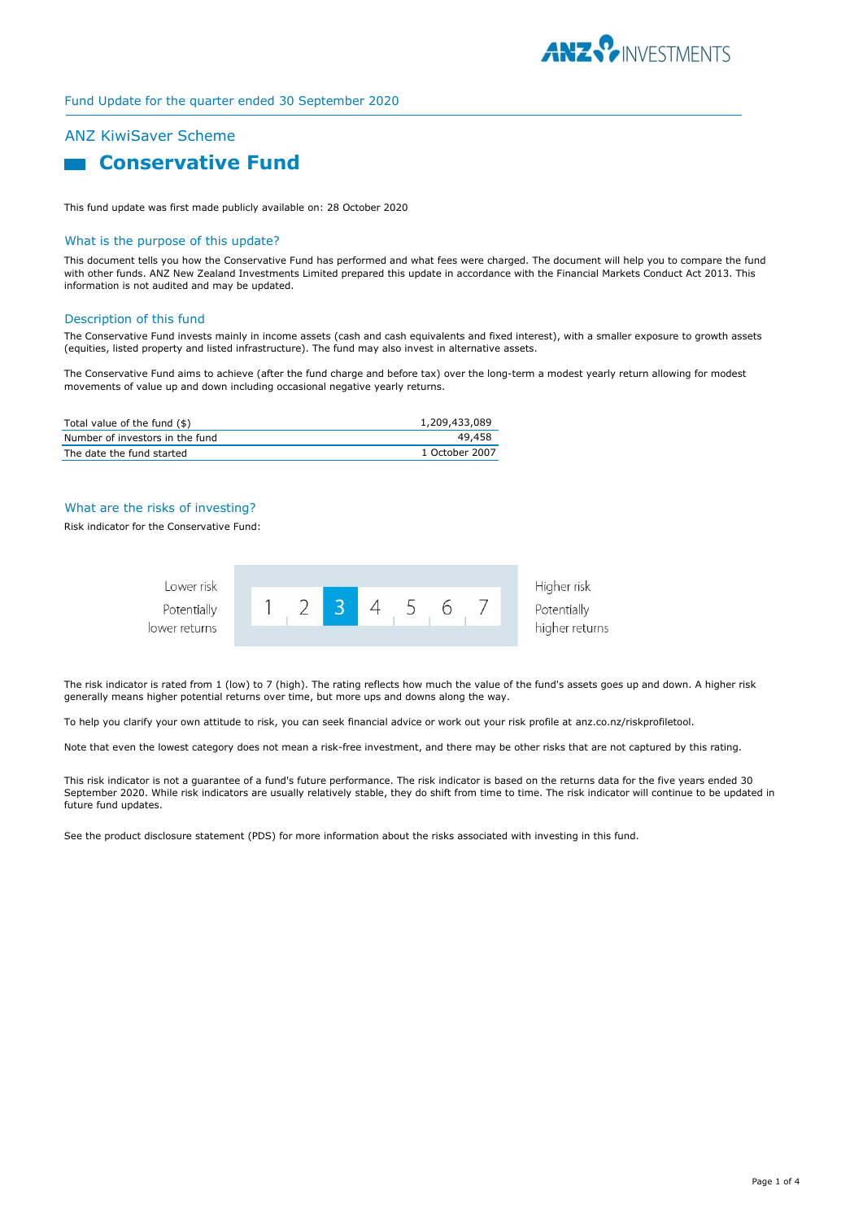Fund Update for the quarter ended 30 September 2020

## ANZ KiwiSaver Scheme

# Conservative Fund

This fund update was first made publicly available on: 28 October 2020

## What is the purpose of this update?

This document tells you how the Conservative Fund has performed and what fees were charged. The document will help you to compare the fund with other funds. ANZ New Zealand Investments Limited prepared this update in accordance with the Financial Markets Conduct Act 2013. This information is not audited and may be updated.

## Description of this fund

The Conservative Fund invests mainly in income assets (cash and cash equivalents and fixed interest), with a smaller exposure to growth assets (equities, listed property and listed infrastructure). The fund may also invest in alternative assets.

The Conservative Fund aims to achieve (after the fund charge and before tax) over the long-term a modest yearly return allowing for modest movements of value up and down including occasional negative yearly returns.

| | |
|---|---|
| Total value of the fund ($) | 1,209,433,089 |
| Number of investors in the fund | 49,458 |
| The date the fund started | 1 October 2007 |

## What are the risks of investing?

Risk indicator for the Conservative Fund:

| Lower risk Potentially lower returns | 1 | 2 | **3** | 4 | 5 | 6 | 7 | Higher risk Potentially higher returns |
|---|---|---|---|---|---|---|---|---|

The risk indicator is rated from 1 (low) to 7 (high). The rating reflects how much the value of the fund's assets goes up and down. A higher risk generally means higher potential returns over time, but more ups and downs along the way.

To help you clarify your own attitude to risk, you can seek financial advice or work out your risk profile at anz.co.nz/riskprofiletool.

Note that even the lowest category does not mean a risk-free investment, and there may be other risks that are not captured by this rating.

This risk indicator is not a guarantee of a fund's future performance. The risk indicator is based on the returns data for the five years ended 30 September 2020. While risk indicators are usually relatively stable, they do shift from time to time. The risk indicator will continue to be updated in future fund updates.

See the product disclosure statement (PDS) for more information about the risks associated with investing in this fund.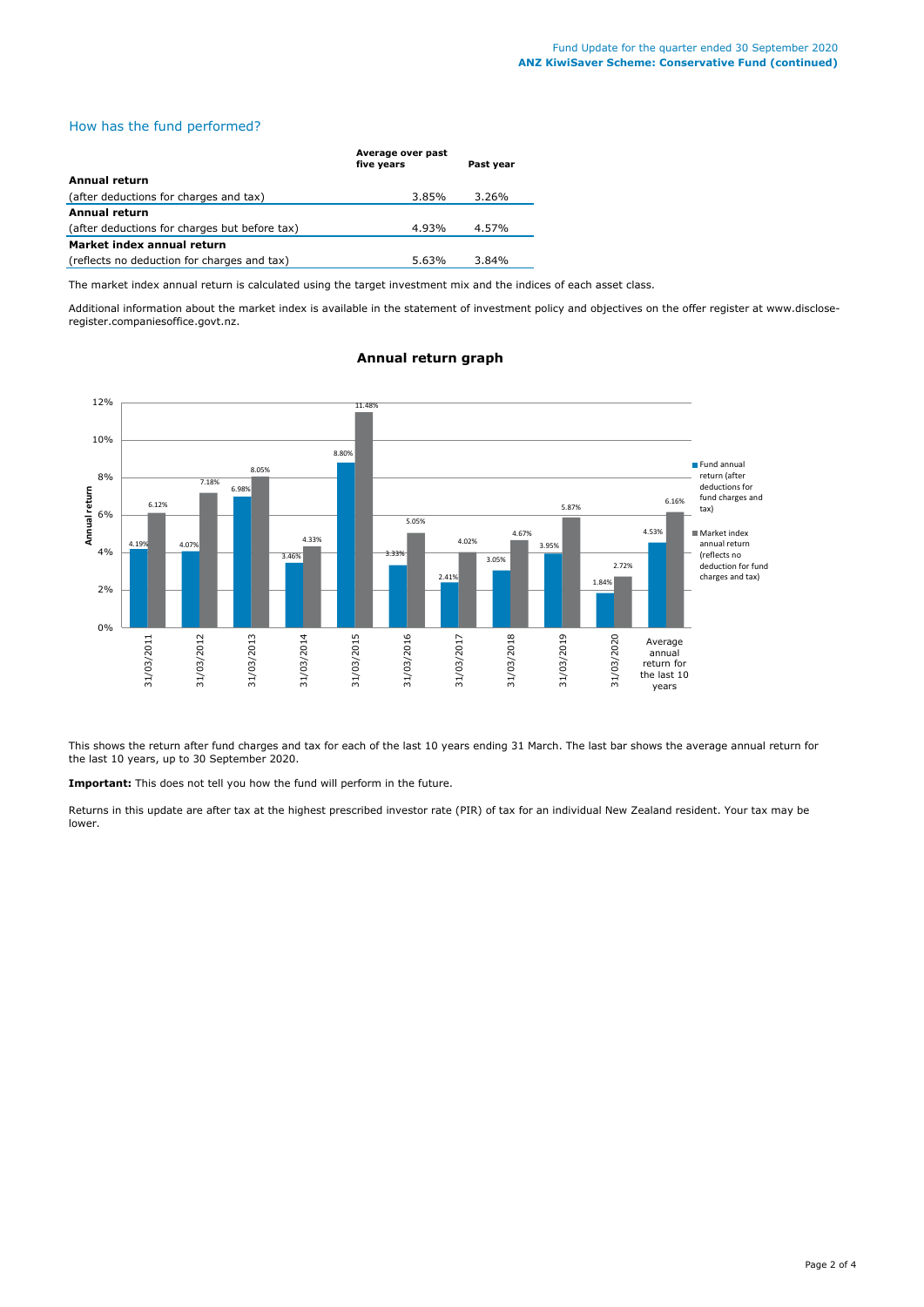## How has the fund performed?

| | Average over past five years | Past year |
|---|---|---|
| **Annual return** | | |
| (after deductions for charges and tax) | 3.85% | 3.26% |
| **Annual return** | | |
| (after deductions for charges but before tax) | 4.93% | 4.57% |
| **Market index annual return** | | |
| (reflects no deduction for charges and tax) | 5.63% | 3.84% |

The market index annual return is calculated using the target investment mix and the indices of each asset class.

Additional information about the market index is available in the statement of investment policy and objectives on the offer register at www.disclose-register.companiesoffice.govt.nz.

### Annual return graph

| | Fund annual return (after deductions for fund charges and tax) | Market index annual return (reflects no deduction for fund charges and tax) |
|---|---|---|
| 31/03/2011 | 4.19% | 6.12% |
| 31/03/2012 | 4.07% | 7.18% |
| 31/03/2013 | 6.98% | 8.05% |
| 31/03/2014 | 3.46% | 4.33% |
| 31/03/2015 | 8.80% | 11.48% |
| 31/03/2016 | 3.33% | 5.05% |
| 31/03/2017 | 2.41% | 4.02% |
| 31/03/2018 | 3.05% | 4.67% |
| 31/03/2019 | 3.95% | 5.87% |
| 31/03/2020 | 1.84% | 2.72% |
| Average annual return for the last 10 years | 4.53% | 6.16% |

This shows the return after fund charges and tax for each of the last 10 years ending 31 March. The last bar shows the average annual return for the last 10 years, up to 30 September 2020.

**Important:** This does not tell you how the fund will perform in the future.

Returns in this update are after tax at the highest prescribed investor rate (PIR) of tax for an individual New Zealand resident. Your tax may be lower.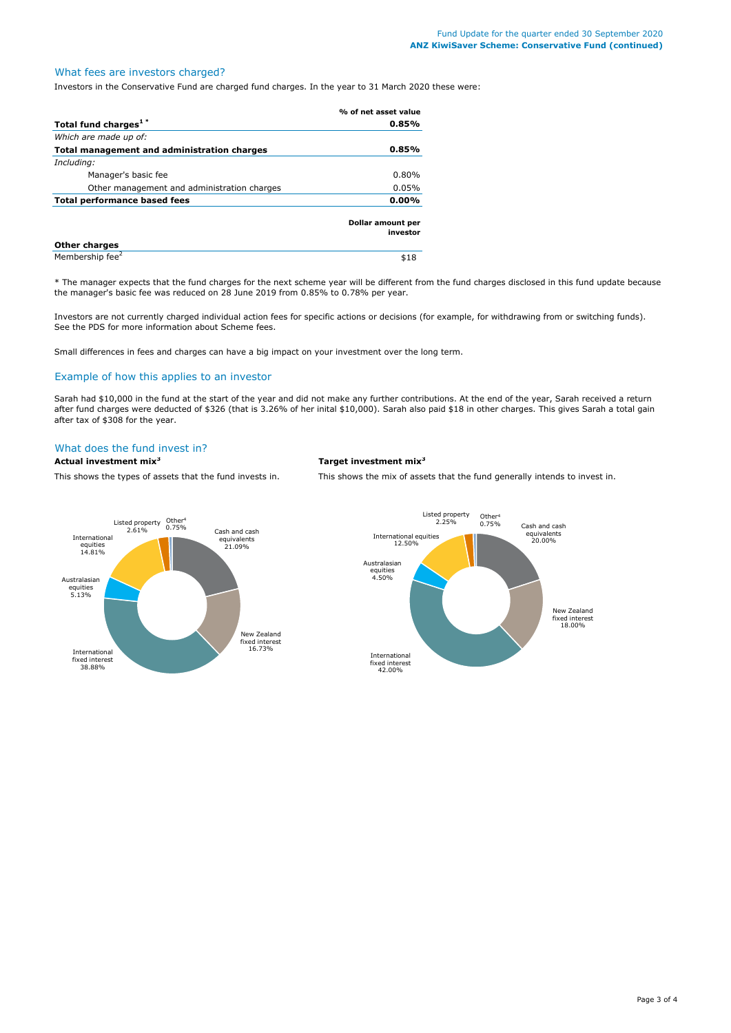## What fees are investors charged?

Investors in the Conservative Fund are charged fund charges. In the year to 31 March 2020 these were:

| | % of net asset value |
|---|---|
| **Total fund charges[1 *]** | **0.85%** |
| *Which are made up of:* | |
| **Total management and administration charges** | **0.85%** |
| *Including:* | |
| Manager's basic fee | 0.80% |
| Other management and administration charges | 0.05% |
| **Total performance based fees** | **0.00%** |

| | Dollar amount per investor |
|---|---|
| **Other charges** | |
| Membership fee[2] | $18 |

* The manager expects that the fund charges for the next scheme year will be different from the fund charges disclosed in this fund update because the manager's basic fee was reduced on 28 June 2019 from 0.85% to 0.78% per year.

Investors are not currently charged individual action fees for specific actions or decisions (for example, for withdrawing from or switching funds). See the PDS for more information about Scheme fees.

Small differences in fees and charges can have a big impact on your investment over the long term.

## Example of how this applies to an investor

Sarah had $10,000 in the fund at the start of the year and did not make any further contributions. At the end of the year, Sarah received a return after fund charges were deducted of $326 (that is 3.26% of her inital $10,000). Sarah also paid $18 in other charges. This gives Sarah a total gain after tax of $308 for the year.

## What does the fund invest in?

### Actual investment mix[3]

This shows the types of assets that the fund invests in.

| Asset class | % |
|---|---|
| Cash and cash equivalents | 21.09% |
| New Zealand fixed interest | 16.73% |
| International fixed interest | 38.88% |
| Australasian equities | 5.13% |
| International equities | 14.81% |
| Listed property | 2.61% |
| Other[4] | 0.75% |

### Target investment mix[3]

This shows the mix of assets that the fund generally intends to invest in.

| Asset class | % |
|---|---|
| Cash and cash equivalents | 20.00% |
| New Zealand fixed interest | 18.00% |
| International fixed interest | 42.00% |
| Australasian equities | 4.50% |
| International equities | 12.50% |
| Listed property | 2.25% |
| Other[4] | 0.75% |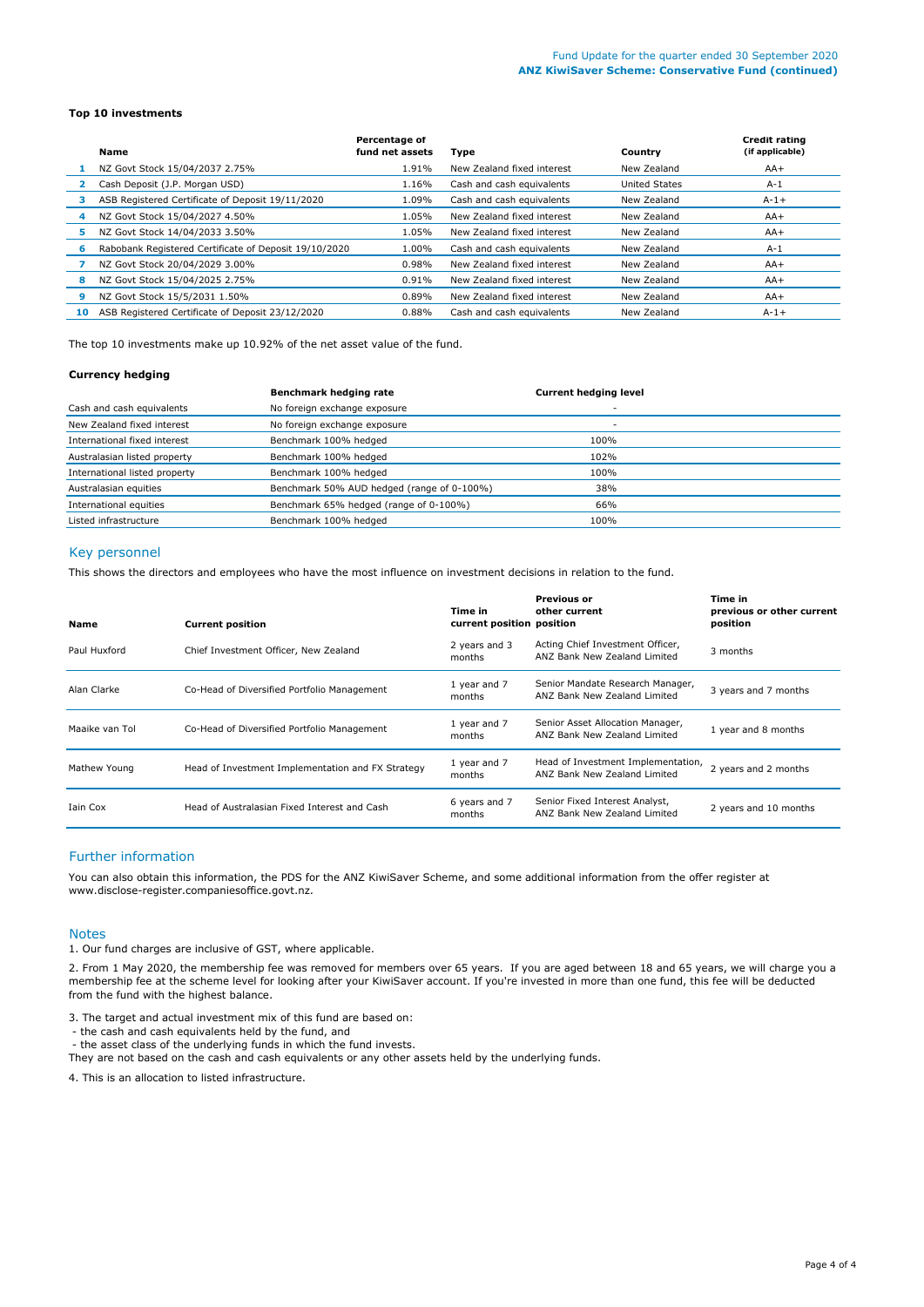### Top 10 investments

| | Name | Percentage of fund net assets | Type | Country | Credit rating (if applicable) |
|---|---|---|---|---|---|
| 1 | NZ Govt Stock 15/04/2037 2.75% | 1.91% | New Zealand fixed interest | New Zealand | AA+ |
| 2 | Cash Deposit (J.P. Morgan USD) | 1.16% | Cash and cash equivalents | United States | A-1 |
| 3 | ASB Registered Certificate of Deposit 19/11/2020 | 1.09% | Cash and cash equivalents | New Zealand | A-1+ |
| 4 | NZ Govt Stock 15/04/2027 4.50% | 1.05% | New Zealand fixed interest | New Zealand | AA+ |
| 5 | NZ Govt Stock 14/04/2033 3.50% | 1.05% | New Zealand fixed interest | New Zealand | AA+ |
| 6 | Rabobank Registered Certificate of Deposit 19/10/2020 | 1.00% | Cash and cash equivalents | New Zealand | A-1 |
| 7 | NZ Govt Stock 20/04/2029 3.00% | 0.98% | New Zealand fixed interest | New Zealand | AA+ |
| 8 | NZ Govt Stock 15/04/2025 2.75% | 0.91% | New Zealand fixed interest | New Zealand | AA+ |
| 9 | NZ Govt Stock 15/5/2031 1.50% | 0.89% | New Zealand fixed interest | New Zealand | AA+ |
| 10 | ASB Registered Certificate of Deposit 23/12/2020 | 0.88% | Cash and cash equivalents | New Zealand | A-1+ |

The top 10 investments make up 10.92% of the net asset value of the fund.

### Currency hedging

| | Benchmark hedging rate | Current hedging level |
|---|---|---|
| Cash and cash equivalents | No foreign exchange exposure | - |
| New Zealand fixed interest | No foreign exchange exposure | - |
| International fixed interest | Benchmark 100% hedged | 100% |
| Australasian listed property | Benchmark 100% hedged | 102% |
| International listed property | Benchmark 100% hedged | 100% |
| Australasian equities | Benchmark 50% AUD hedged (range of 0-100%) | 38% |
| International equities | Benchmark 65% hedged (range of 0-100%) | 66% |
| Listed infrastructure | Benchmark 100% hedged | 100% |

## Key personnel

This shows the directors and employees who have the most influence on investment decisions in relation to the fund.

| Name | Current position | Time in current position | Previous or other current position | Time in previous or other current position |
|---|---|---|---|---|
| Paul Huxford | Chief Investment Officer, New Zealand | 2 years and 3 months | Acting Chief Investment Officer, ANZ Bank New Zealand Limited | 3 months |
| Alan Clarke | Co-Head of Diversified Portfolio Management | 1 year and 7 months | Senior Mandate Research Manager, ANZ Bank New Zealand Limited | 3 years and 7 months |
| Maaike van Tol | Co-Head of Diversified Portfolio Management | 1 year and 7 months | Senior Asset Allocation Manager, ANZ Bank New Zealand Limited | 1 year and 8 months |
| Mathew Young | Head of Investment Implementation and FX Strategy | 1 year and 7 months | Head of Investment Implementation, ANZ Bank New Zealand Limited | 2 years and 2 months |
| Iain Cox | Head of Australasian Fixed Interest and Cash | 6 years and 7 months | Senior Fixed Interest Analyst, ANZ Bank New Zealand Limited | 2 years and 10 months |

## Further information

You can also obtain this information, the PDS for the ANZ KiwiSaver Scheme, and some additional information from the offer register at www.disclose-register.companiesoffice.govt.nz.

## Notes

1. Our fund charges are inclusive of GST, where applicable.

2. From 1 May 2020, the membership fee was removed for members over 65 years. If you are aged between 18 and 65 years, we will charge you a membership fee at the scheme level for looking after your KiwiSaver account. If you're invested in more than one fund, this fee will be deducted from the fund with the highest balance.

3. The target and actual investment mix of this fund are based on:
 - the cash and cash equivalents held by the fund, and
 - the asset class of the underlying funds in which the fund invests.

They are not based on the cash and cash equivalents or any other assets held by the underlying funds.

4. This is an allocation to listed infrastructure.